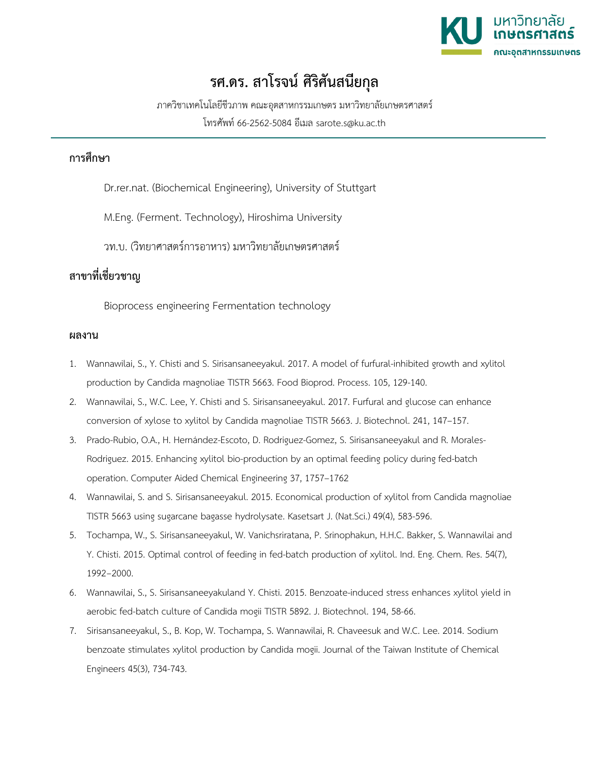# รศ.ดร. สาโรจน์ ศิริศันสนียกุล

ภาควิชาเทคโนโลยีชีวภาพ คณะอุตสาหกรรมเกษตร มหาวิทยาลัยเกษตรศาสตร์

โทรศัพท์ 66-2562-5084 อีเมล sarote.s@ku.ac.th

## การศึกษา

Dr.rer.nat. (Biochemical Engineering), University of Stuttgart

M.Eng. (Ferment. Technology), Hiroshima University

วท.บ. (วิทยาศาสตร์การอาหาร) มหาวิทยาลัยเกษตรศาสตร์

## สาขาที่เชี่ยวชาญ

Bioprocess engineering Fermentation technology

## ผลงาน

1. Wannawilai, S., Y. Chisti and S. Sirisansaneeyakul. 2017. A model of furfural-inhibited growth and xylitol production by Candida magnoliae TISTR 5663. Food Bioprod. Process. 105, 129-140.
2. Wannawilai, S., W.C. Lee, Y. Chisti and S. Sirisansaneeyakul. 2017. Furfural and glucose can enhance conversion of xylose to xylitol by Candida magnoliae TISTR 5663. J. Biotechnol. 241, 147–157.
3. Prado-Rubio, O.A., H. Hernández-Escoto, D. Rodriguez-Gomez, S. Sirisansaneeyakul and R. Morales-Rodriguez. 2015. Enhancing xylitol bio-production by an optimal feeding policy during fed-batch operation. Computer Aided Chemical Engineering 37, 1757–1762
4. Wannawilai, S. and S. Sirisansaneeyakul. 2015. Economical production of xylitol from Candida magnoliae TISTR 5663 using sugarcane bagasse hydrolysate. Kasetsart J. (Nat.Sci.) 49(4), 583-596.
5. Tochampa, W., S. Sirisansaneeyakul, W. Vanichsriratana, P. Srinophakun, H.H.C. Bakker, S. Wannawilai and Y. Chisti. 2015. Optimal control of feeding in fed-batch production of xylitol. Ind. Eng. Chem. Res. 54(7), 1992–2000.
6. Wannawilai, S., S. Sirisansaneeyakuland Y. Chisti. 2015. Benzoate-induced stress enhances xylitol yield in aerobic fed-batch culture of Candida mogii TISTR 5892. J. Biotechnol. 194, 58-66.
7. Sirisansaneeyakul, S., B. Kop, W. Tochampa, S. Wannawilai, R. Chaveesuk and W.C. Lee. 2014. Sodium benzoate stimulates xylitol production by Candida mogii. Journal of the Taiwan Institute of Chemical Engineers 45(3), 734-743.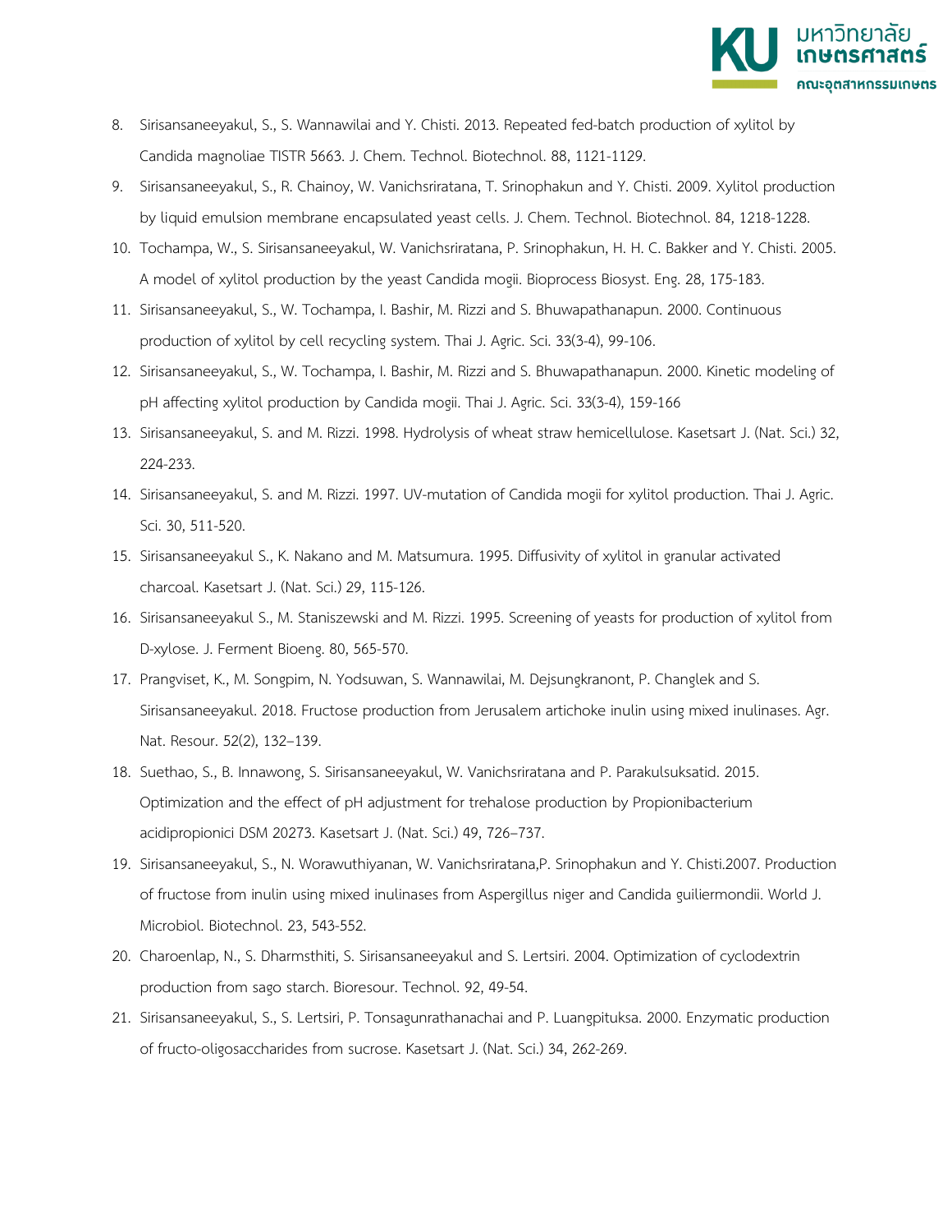8. Sirisansaneeyakul, S., S. Wannawilai and Y. Chisti. 2013. Repeated fed-batch production of xylitol by Candida magnoliae TISTR 5663. J. Chem. Technol. Biotechnol. 88, 1121-1129.
9. Sirisansaneeyakul, S., R. Chainoy, W. Vanichsriratana, T. Srinophakun and Y. Chisti. 2009. Xylitol production by liquid emulsion membrane encapsulated yeast cells. J. Chem. Technol. Biotechnol. 84, 1218-1228.
10. Tochampa, W., S. Sirisansaneeyakul, W. Vanichsriratana, P. Srinophakun, H. H. C. Bakker and Y. Chisti. 2005. A model of xylitol production by the yeast Candida mogii. Bioprocess Biosyst. Eng. 28, 175-183.
11. Sirisansaneeyakul, S., W. Tochampa, I. Bashir, M. Rizzi and S. Bhuwapathanapun. 2000. Continuous production of xylitol by cell recycling system. Thai J. Agric. Sci. 33(3-4), 99-106.
12. Sirisansaneeyakul, S., W. Tochampa, I. Bashir, M. Rizzi and S. Bhuwapathanapun. 2000. Kinetic modeling of pH affecting xylitol production by Candida mogii. Thai J. Agric. Sci. 33(3-4), 159-166
13. Sirisansaneeyakul, S. and M. Rizzi. 1998. Hydrolysis of wheat straw hemicellulose. Kasetsart J. (Nat. Sci.) 32, 224-233.
14. Sirisansaneeyakul, S. and M. Rizzi. 1997. UV-mutation of Candida mogii for xylitol production. Thai J. Agric. Sci. 30, 511-520.
15. Sirisansaneeyakul S., K. Nakano and M. Matsumura. 1995. Diffusivity of xylitol in granular activated charcoal. Kasetsart J. (Nat. Sci.) 29, 115-126.
16. Sirisansaneeyakul S., M. Staniszewski and M. Rizzi. 1995. Screening of yeasts for production of xylitol from D-xylose. J. Ferment Bioeng. 80, 565-570.
17. Prangviset, K., M. Songpim, N. Yodsuwan, S. Wannawilai, M. Dejsungkranont, P. Changlek and S. Sirisansaneeyakul. 2018. Fructose production from Jerusalem artichoke inulin using mixed inulinases. Agr. Nat. Resour. 52(2), 132–139.
18. Suethao, S., B. Innawong, S. Sirisansaneeyakul, W. Vanichsriratana and P. Parakulsuksatid. 2015. Optimization and the effect of pH adjustment for trehalose production by Propionibacterium acidipropionici DSM 20273. Kasetsart J. (Nat. Sci.) 49, 726–737.
19. Sirisansaneeyakul, S., N. Worawuthiyanan, W. Vanichsriratana,P. Srinophakun and Y. Chisti.2007. Production of fructose from inulin using mixed inulinases from Aspergillus niger and Candida guiliermondii. World J. Microbiol. Biotechnol. 23, 543-552.
20. Charoenlap, N., S. Dharmsthiti, S. Sirisansaneeyakul and S. Lertsiri. 2004. Optimization of cyclodextrin production from sago starch. Bioresour. Technol. 92, 49-54.
21. Sirisansaneeyakul, S., S. Lertsiri, P. Tonsagunrathanachai and P. Luangpituksa. 2000. Enzymatic production of fructo-oligosaccharides from sucrose. Kasetsart J. (Nat. Sci.) 34, 262-269.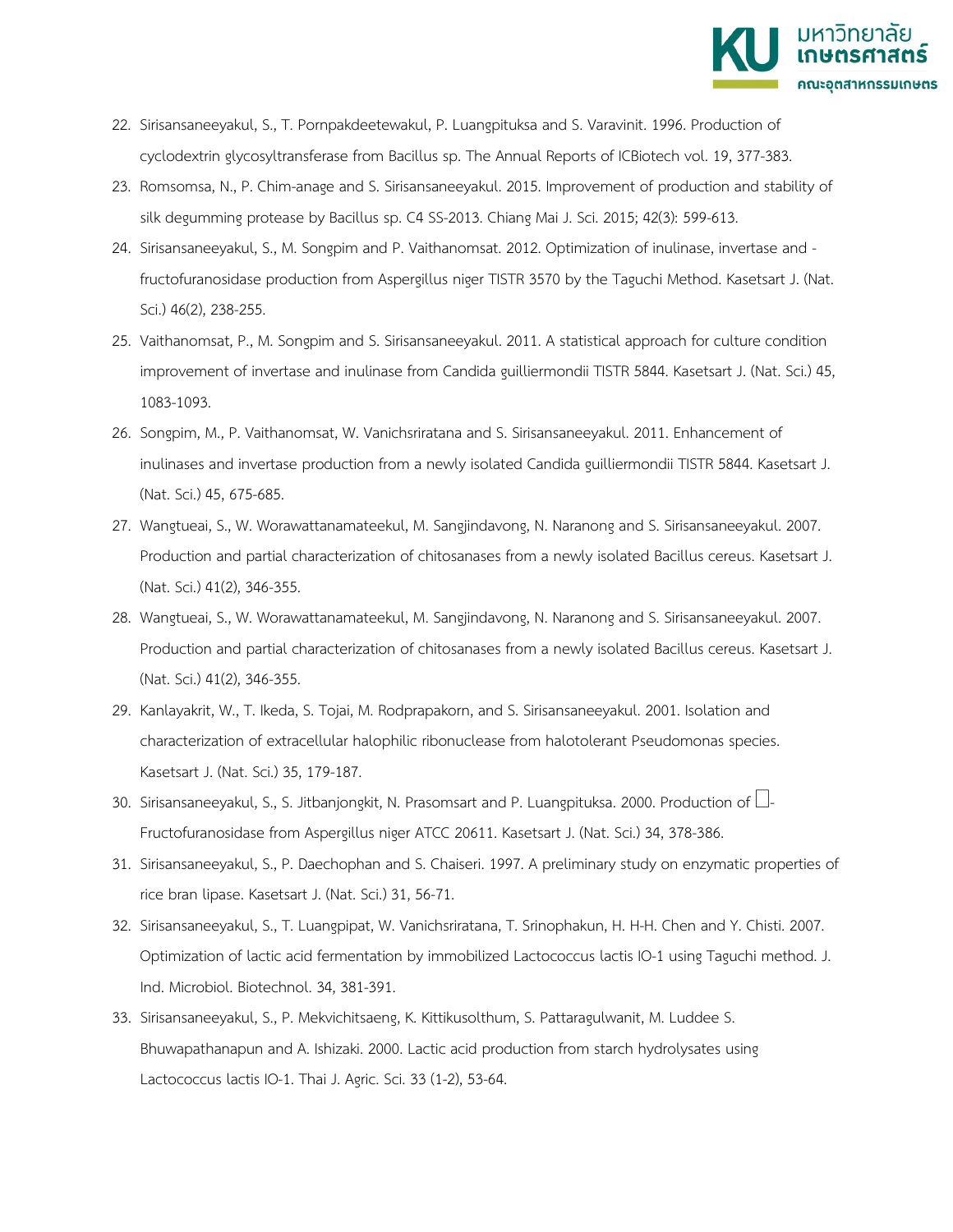22. Sirisansaneeyakul, S., T. Pornpakdeetewakul, P. Luangpituksa and S. Varavinit. 1996. Production of cyclodextrin glycosyltransferase from Bacillus sp. The Annual Reports of ICBiotech vol. 19, 377-383.
23. Romsomsa, N., P. Chim-anage and S. Sirisansaneeyakul. 2015. Improvement of production and stability of silk degumming protease by Bacillus sp. C4 SS-2013. Chiang Mai J. Sci. 2015; 42(3): 599-613.
24. Sirisansaneeyakul, S., M. Songpim and P. Vaithanomsat. 2012. Optimization of inulinase, invertase and - fructofuranosidase production from Aspergillus niger TISTR 3570 by the Taguchi Method. Kasetsart J. (Nat. Sci.) 46(2), 238-255.
25. Vaithanomsat, P., M. Songpim and S. Sirisansaneeyakul. 2011. A statistical approach for culture condition improvement of invertase and inulinase from Candida guilliermondii TISTR 5844. Kasetsart J. (Nat. Sci.) 45, 1083-1093.
26. Songpim, M., P. Vaithanomsat, W. Vanichsriratana and S. Sirisansaneeyakul. 2011. Enhancement of inulinases and invertase production from a newly isolated Candida guilliermondii TISTR 5844. Kasetsart J. (Nat. Sci.) 45, 675-685.
27. Wangtueai, S., W. Worawattanamateekul, M. Sangjindavong, N. Naranong and S. Sirisansaneeyakul. 2007. Production and partial characterization of chitosanases from a newly isolated Bacillus cereus. Kasetsart J. (Nat. Sci.) 41(2), 346-355.
28. Wangtueai, S., W. Worawattanamateekul, M. Sangjindavong, N. Naranong and S. Sirisansaneeyakul. 2007. Production and partial characterization of chitosanases from a newly isolated Bacillus cereus. Kasetsart J. (Nat. Sci.) 41(2), 346-355.
29. Kanlayakrit, W., T. Ikeda, S. Tojai, M. Rodprapakorn, and S. Sirisansaneeyakul. 2001. Isolation and characterization of extracellular halophilic ribonuclease from halotolerant Pseudomonas species. Kasetsart J. (Nat. Sci.) 35, 179-187.
30. Sirisansaneeyakul, S., S. Jitbanjongkit, N. Prasomsart and P. Luangpituksa. 2000. Production of □-Fructofuranosidase from Aspergillus niger ATCC 20611. Kasetsart J. (Nat. Sci.) 34, 378-386.
31. Sirisansaneeyakul, S., P. Daechophan and S. Chaiseri. 1997. A preliminary study on enzymatic properties of rice bran lipase. Kasetsart J. (Nat. Sci.) 31, 56-71.
32. Sirisansaneeyakul, S., T. Luangpipat, W. Vanichsriratana, T. Srinophakun, H. H-H. Chen and Y. Chisti. 2007. Optimization of lactic acid fermentation by immobilized Lactococcus lactis IO-1 using Taguchi method. J. Ind. Microbiol. Biotechnol. 34, 381-391.
33. Sirisansaneeyakul, S., P. Mekvichitsaeng, K. Kittikusolthum, S. Pattaragulwanit, M. Luddee S. Bhuwapathanapun and A. Ishizaki. 2000. Lactic acid production from starch hydrolysates using Lactococcus lactis IO-1. Thai J. Agric. Sci. 33 (1-2), 53-64.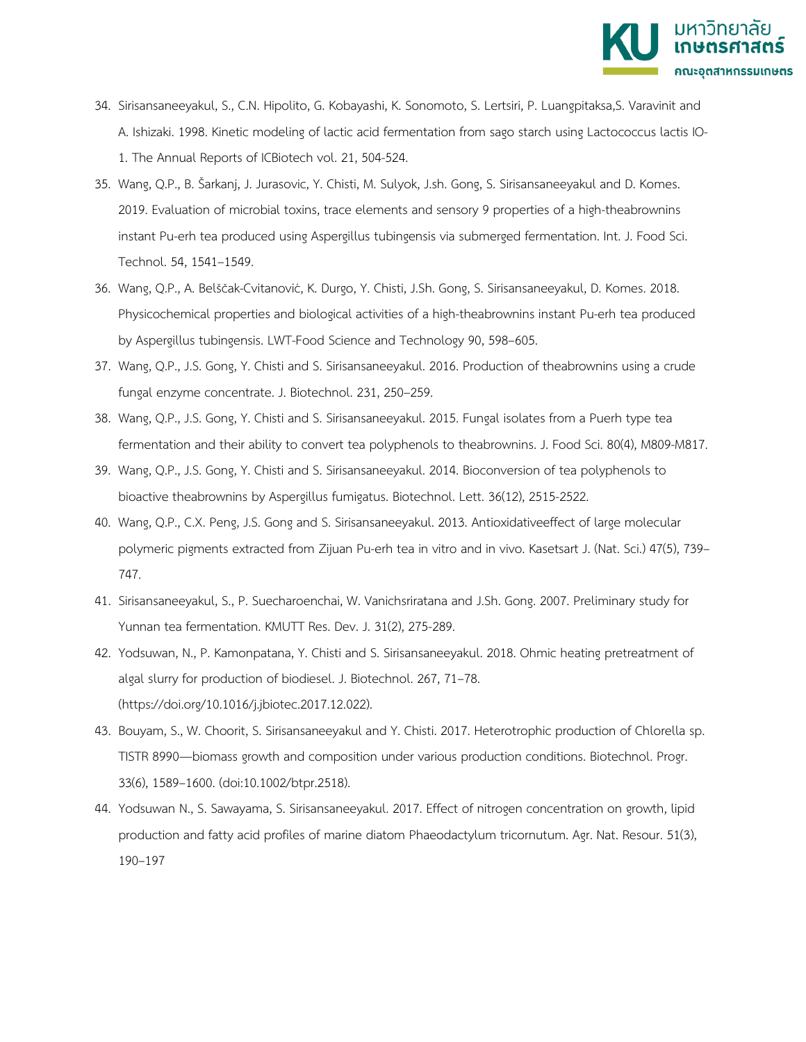34. Sirisansaneeyakul, S., C.N. Hipolito, G. Kobayashi, K. Sonomoto, S. Lertsiri, P. Luangpitaksa,S. Varavinit and A. Ishizaki. 1998. Kinetic modeling of lactic acid fermentation from sago starch using Lactococcus lactis IO-1. The Annual Reports of ICBiotech vol. 21, 504-524.
35. Wang, Q.P., B. Šarkanj, J. Jurasovic, Y. Chisti, M. Sulyok, J.sh. Gong, S. Sirisansaneeyakul and D. Komes. 2019. Evaluation of microbial toxins, trace elements and sensory 9 properties of a high-theabrownins instant Pu-erh tea produced using Aspergillus tubingensis via submerged fermentation. Int. J. Food Sci. Technol. 54, 1541–1549.
36. Wang, Q.P., A. Belščak-Cvitanović, K. Durgo, Y. Chisti, J.Sh. Gong, S. Sirisansaneeyakul, D. Komes. 2018. Physicochemical properties and biological activities of a high-theabrownins instant Pu-erh tea produced by Aspergillus tubingensis. LWT-Food Science and Technology 90, 598–605.
37. Wang, Q.P., J.S. Gong, Y. Chisti and S. Sirisansaneeyakul. 2016. Production of theabrownins using a crude fungal enzyme concentrate. J. Biotechnol. 231, 250–259.
38. Wang, Q.P., J.S. Gong, Y. Chisti and S. Sirisansaneeyakul. 2015. Fungal isolates from a Puerh type tea fermentation and their ability to convert tea polyphenols to theabrownins. J. Food Sci. 80(4), M809-M817.
39. Wang, Q.P., J.S. Gong, Y. Chisti and S. Sirisansaneeyakul. 2014. Bioconversion of tea polyphenols to bioactive theabrownins by Aspergillus fumigatus. Biotechnol. Lett. 36(12), 2515-2522.
40. Wang, Q.P., C.X. Peng, J.S. Gong and S. Sirisansaneeyakul. 2013. Antioxidativeeffect of large molecular polymeric pigments extracted from Zijuan Pu-erh tea in vitro and in vivo. Kasetsart J. (Nat. Sci.) 47(5), 739–747.
41. Sirisansaneeyakul, S., P. Suecharoenchai, W. Vanichsriratana and J.Sh. Gong. 2007. Preliminary study for Yunnan tea fermentation. KMUTT Res. Dev. J. 31(2), 275-289.
42. Yodsuwan, N., P. Kamonpatana, Y. Chisti and S. Sirisansaneeyakul. 2018. Ohmic heating pretreatment of algal slurry for production of biodiesel. J. Biotechnol. 267, 71–78. (https://doi.org/10.1016/j.jbiotec.2017.12.022).
43. Bouyam, S., W. Choorit, S. Sirisansaneeyakul and Y. Chisti. 2017. Heterotrophic production of Chlorella sp. TISTR 8990—biomass growth and composition under various production conditions. Biotechnol. Progr. 33(6), 1589–1600. (doi:10.1002/btpr.2518).
44. Yodsuwan N., S. Sawayama, S. Sirisansaneeyakul. 2017. Effect of nitrogen concentration on growth, lipid production and fatty acid profiles of marine diatom Phaeodactylum tricornutum. Agr. Nat. Resour. 51(3), 190–197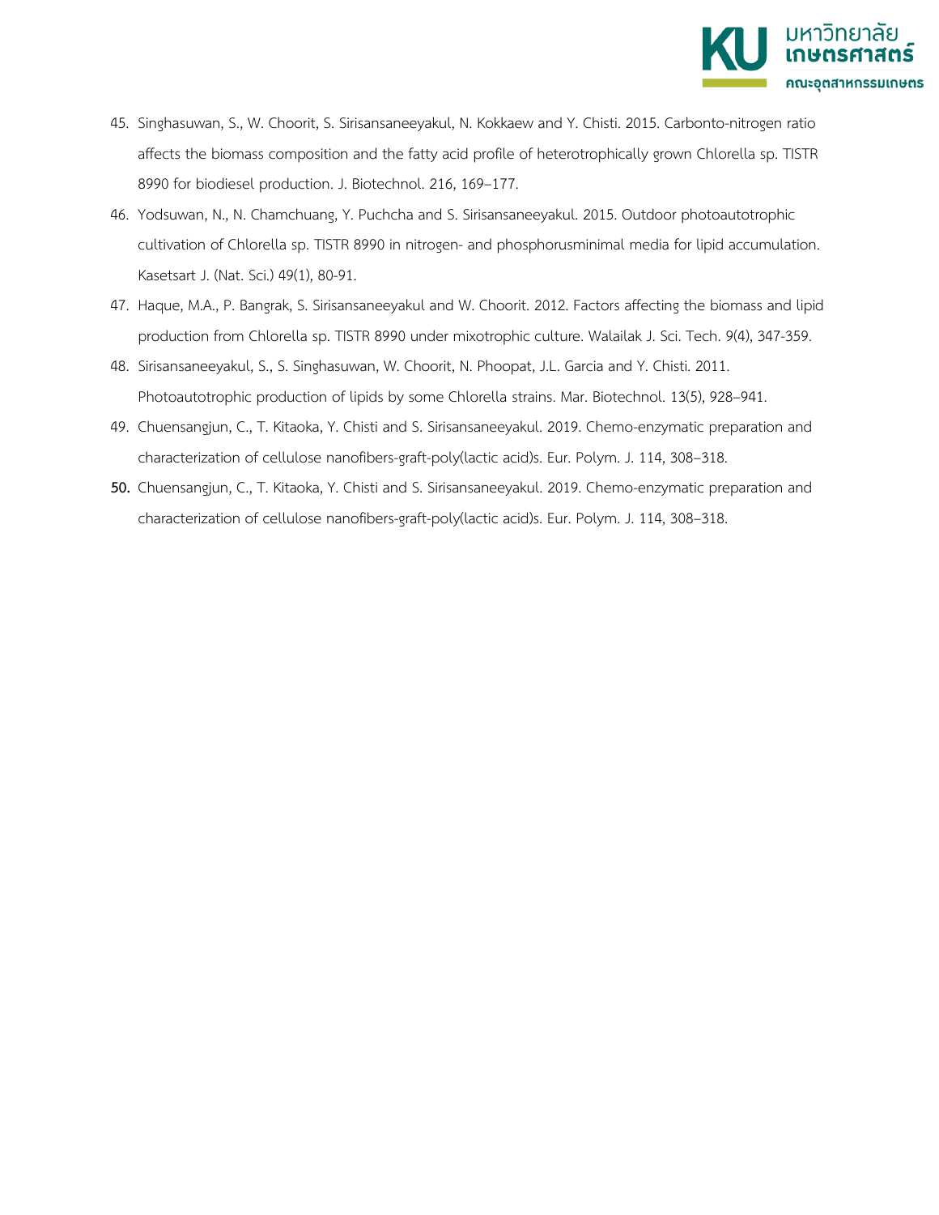45. Singhasuwan, S., W. Choorit, S. Sirisansaneeyakul, N. Kokkaew and Y. Chisti. 2015. Carbonto-nitrogen ratio affects the biomass composition and the fatty acid profile of heterotrophically grown Chlorella sp. TISTR 8990 for biodiesel production. J. Biotechnol. 216, 169–177.
46. Yodsuwan, N., N. Chamchuang, Y. Puchcha and S. Sirisansaneeyakul. 2015. Outdoor photoautotrophic cultivation of Chlorella sp. TISTR 8990 in nitrogen- and phosphorusminimal media for lipid accumulation. Kasetsart J. (Nat. Sci.) 49(1), 80-91.
47. Haque, M.A., P. Bangrak, S. Sirisansaneeyakul and W. Choorit. 2012. Factors affecting the biomass and lipid production from Chlorella sp. TISTR 8990 under mixotrophic culture. Walailak J. Sci. Tech. 9(4), 347-359.
48. Sirisansaneeyakul, S., S. Singhasuwan, W. Choorit, N. Phoopat, J.L. Garcia and Y. Chisti. 2011. Photoautotrophic production of lipids by some Chlorella strains. Mar. Biotechnol. 13(5), 928–941.
49. Chuensangjun, C., T. Kitaoka, Y. Chisti and S. Sirisansaneeyakul. 2019. Chemo-enzymatic preparation and characterization of cellulose nanofibers-graft-poly(lactic acid)s. Eur. Polym. J. 114, 308–318.
50. Chuensangjun, C., T. Kitaoka, Y. Chisti and S. Sirisansaneeyakul. 2019. Chemo-enzymatic preparation and characterization of cellulose nanofibers-graft-poly(lactic acid)s. Eur. Polym. J. 114, 308–318.